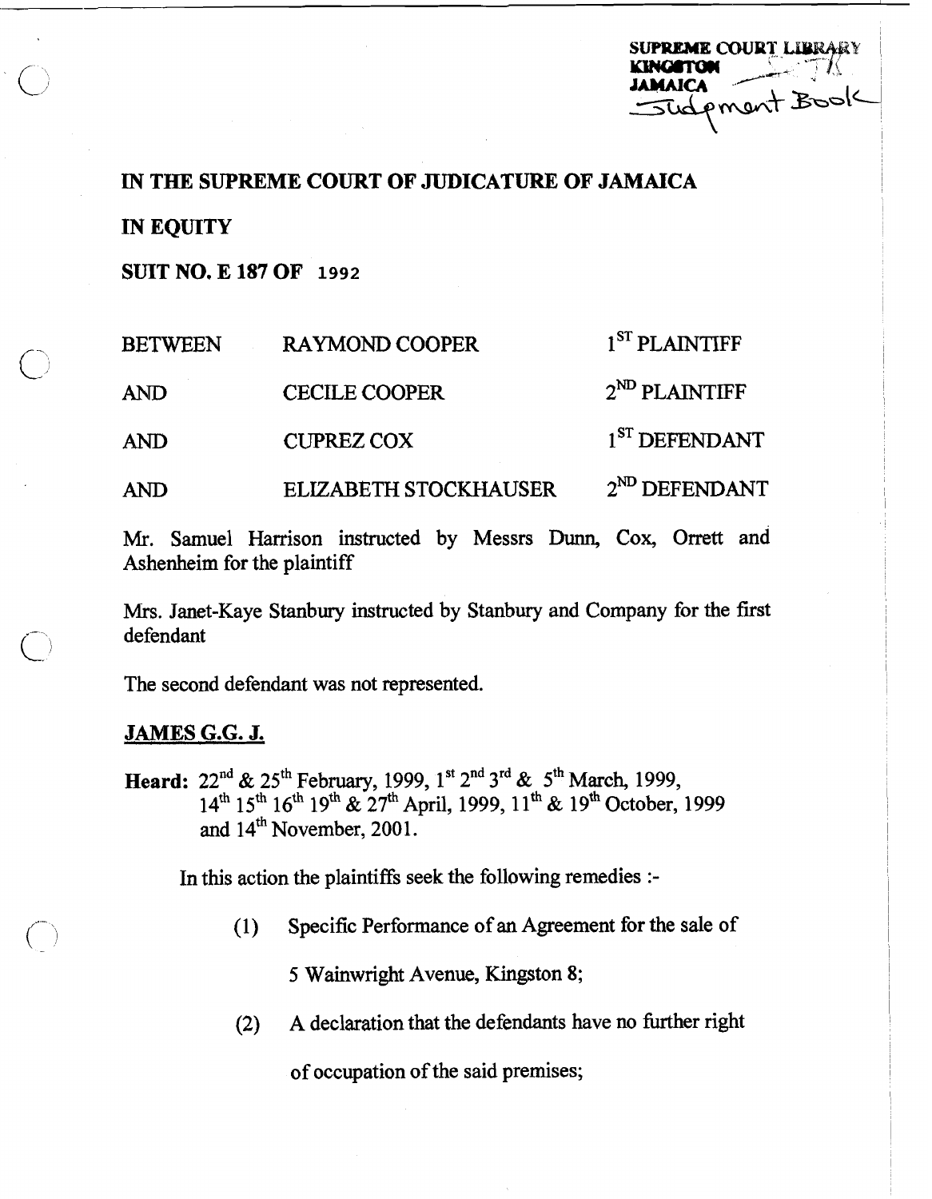SUPREME COURT LIBRARY
KINGSTON
JAMAICA
Judgment Book

**IN THE SUPREME COURT OF JUDICATURE OF JAMAICA**

**IN EQUITY**

**SUIT NO. E 187 OF 1992**

| | | |
|---|---|---|
| BETWEEN | RAYMOND COOPER | 1ST PLAINTIFF |
| AND | CECILE COOPER | 2ND PLAINTIFF |
| AND | CUPREZ COX | 1ST DEFENDANT |
| AND | ELIZABETH STOCKHAUSER | 2ND DEFENDANT |

Mr. Samuel Harrison instructed by Messrs Dunn, Cox, Orrett and Ashenheim for the plaintiff

Mrs. Janet-Kaye Stanbury instructed by Stanbury and Company for the first defendant

The second defendant was not represented.

**JAMES G.G. J.**

**Heard:** 22nd & 25th February, 1999, 1st 2nd 3rd & 5th March, 1999, 14th 15th 16th 19th & 27th April, 1999, 11th & 19th October, 1999 and 14th November, 2001.

In this action the plaintiffs seek the following remedies :-

(1) Specific Performance of an Agreement for the sale of 5 Wainwright Avenue, Kingston 8;

(2) A declaration that the defendants have no further right of occupation of the said premises;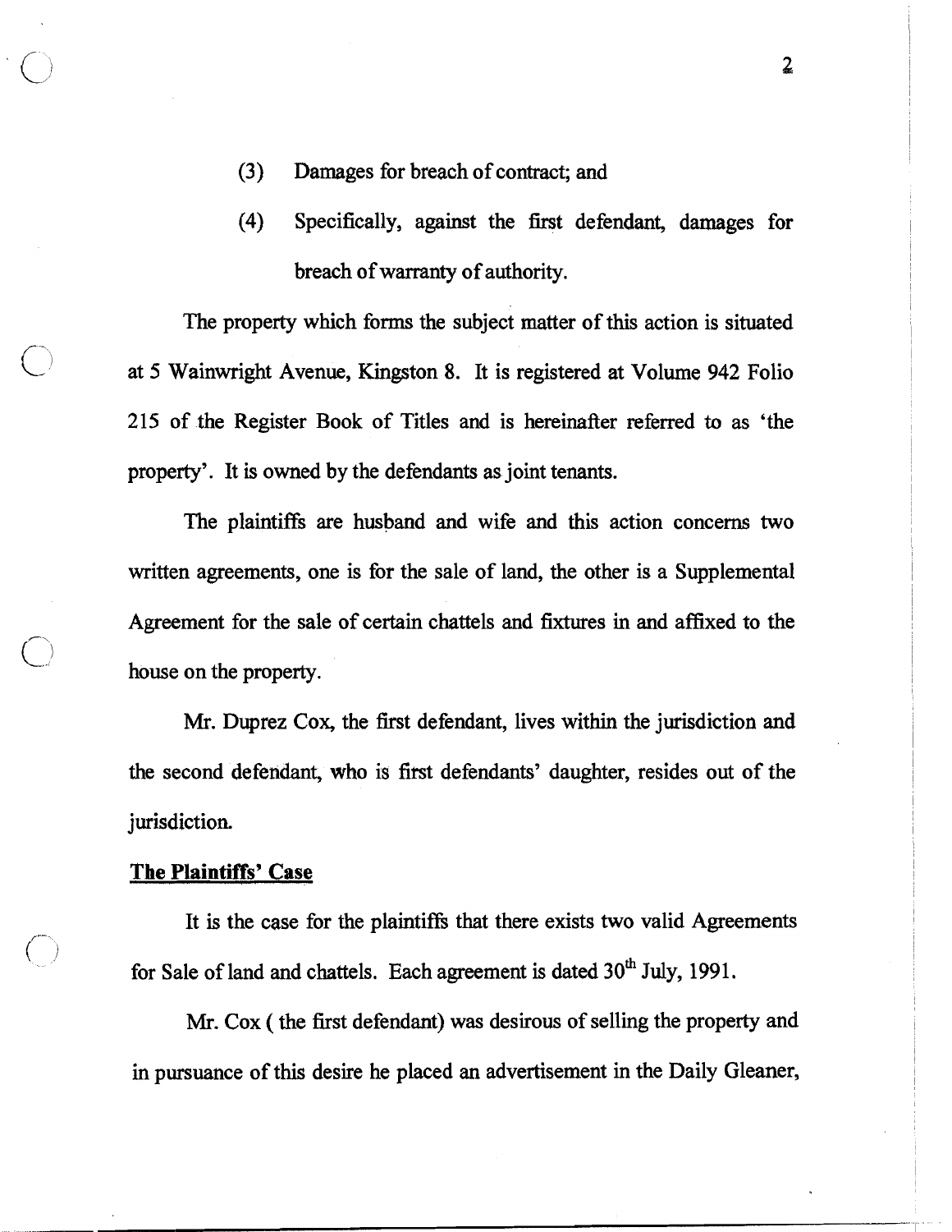(3) Damages for breach of contract; and

(4) Specifically, against the first defendant, damages for breach of warranty of authority.

The property which forms the subject matter of this action is situated at 5 Wainwright Avenue, Kingston 8. It is registered at Volume 942 Folio 215 of the Register Book of Titles and is hereinafter referred to as 'the property'. It is owned by the defendants as joint tenants.

The plaintiffs are husband and wife and this action concerns two written agreements, one is for the sale of land, the other is a Supplemental Agreement for the sale of certain chattels and fixtures in and affixed to the house on the property.

Mr. Duprez Cox, the first defendant, lives within the jurisdiction and the second defendant, who is first defendants' daughter, resides out of the jurisdiction.

**The Plaintiffs' Case**

It is the case for the plaintiffs that there exists two valid Agreements for Sale of land and chattels. Each agreement is dated 30th July, 1991.

Mr. Cox ( the first defendant) was desirous of selling the property and in pursuance of this desire he placed an advertisement in the Daily Gleaner,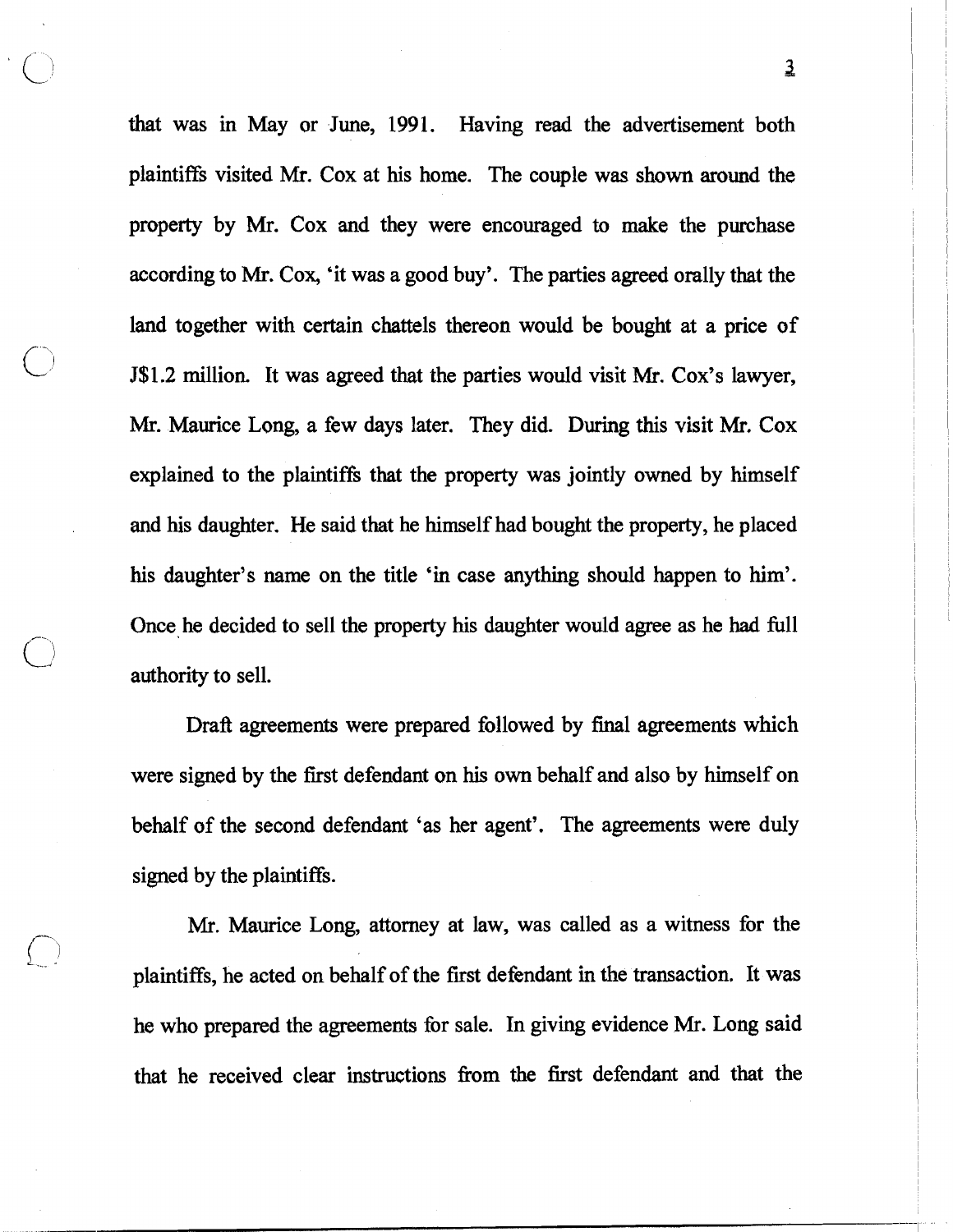that was in May or June, 1991. Having read the advertisement both plaintiffs visited Mr. Cox at his home. The couple was shown around the property by Mr. Cox and they were encouraged to make the purchase according to Mr. Cox, 'it was a good buy'. The parties agreed orally that the land together with certain chattels thereon would be bought at a price of J$1.2 million. It was agreed that the parties would visit Mr. Cox's lawyer, Mr. Maurice Long, a few days later. They did. During this visit Mr. Cox explained to the plaintiffs that the property was jointly owned by himself and his daughter. He said that he himself had bought the property, he placed his daughter's name on the title 'in case anything should happen to him'. Once he decided to sell the property his daughter would agree as he had full authority to sell.

Draft agreements were prepared followed by final agreements which were signed by the first defendant on his own behalf and also by himself on behalf of the second defendant 'as her agent'. The agreements were duly signed by the plaintiffs.

Mr. Maurice Long, attorney at law, was called as a witness for the plaintiffs, he acted on behalf of the first defendant in the transaction. It was he who prepared the agreements for sale. In giving evidence Mr. Long said that he received clear instructions from the first defendant and that the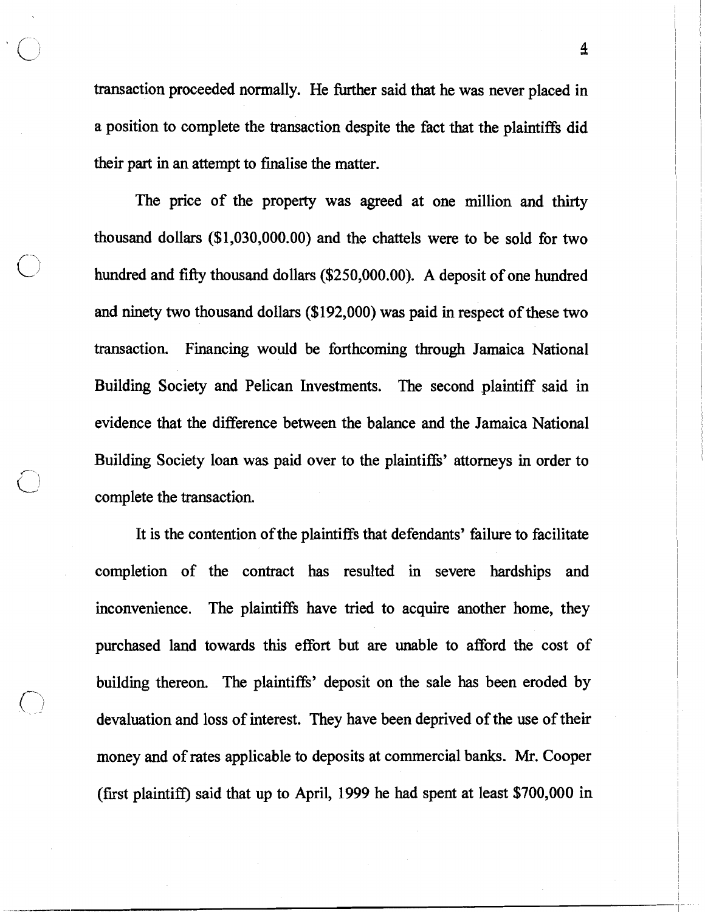transaction proceeded normally. He further said that he was never placed in a position to complete the transaction despite the fact that the plaintiffs did their part in an attempt to finalise the matter.

The price of the property was agreed at one million and thirty thousand dollars ($1,030,000.00) and the chattels were to be sold for two hundred and fifty thousand dollars ($250,000.00). A deposit of one hundred and ninety two thousand dollars ($192,000) was paid in respect of these two transaction. Financing would be forthcoming through Jamaica National Building Society and Pelican Investments. The second plaintiff said in evidence that the difference between the balance and the Jamaica National Building Society loan was paid over to the plaintiffs' attorneys in order to complete the transaction.

It is the contention of the plaintiffs that defendants' failure to facilitate completion of the contract has resulted in severe hardships and inconvenience. The plaintiffs have tried to acquire another home, they purchased land towards this effort but are unable to afford the cost of building thereon. The plaintiffs' deposit on the sale has been eroded by devaluation and loss of interest. They have been deprived of the use of their money and of rates applicable to deposits at commercial banks. Mr. Cooper (first plaintiff) said that up to April, 1999 he had spent at least $700,000 in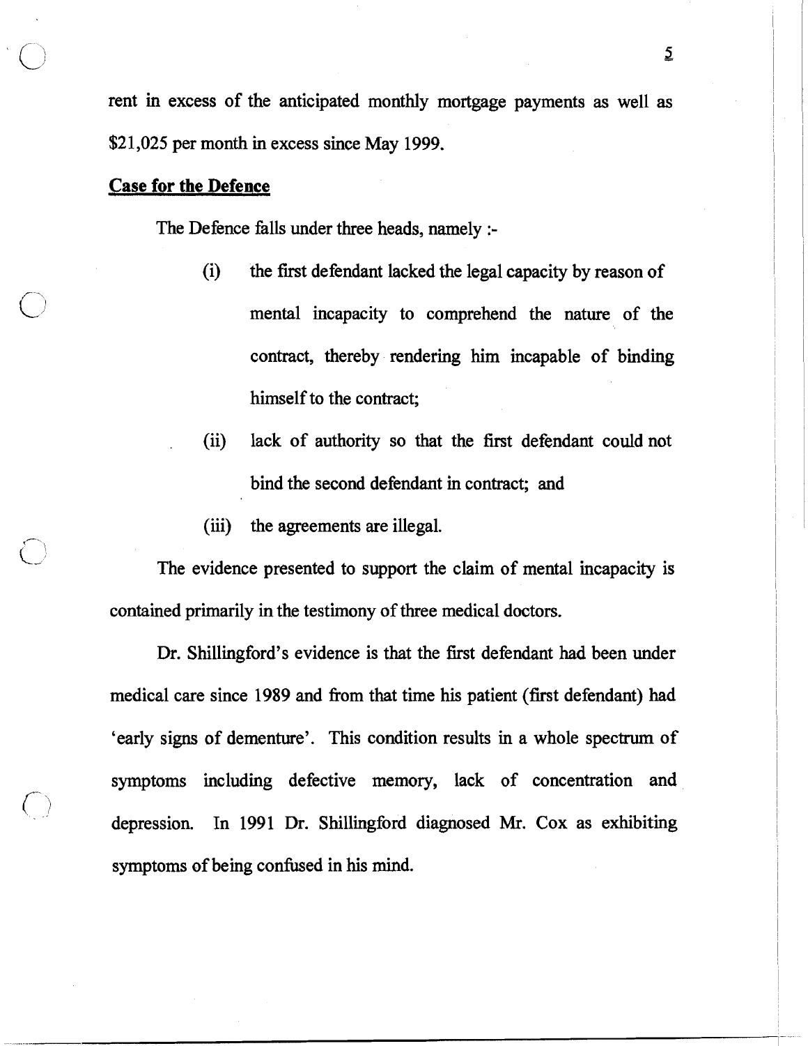rent in excess of the anticipated monthly mortgage payments as well as $21,025 per month in excess since May 1999.

**Case for the Defence**

The Defence falls under three heads, namely :-

(i) the first defendant lacked the legal capacity by reason of mental incapacity to comprehend the nature of the contract, thereby rendering him incapable of binding himself to the contract;

(ii) lack of authority so that the first defendant could not bind the second defendant in contract; and

(iii) the agreements are illegal.

The evidence presented to support the claim of mental incapacity is contained primarily in the testimony of three medical doctors.

Dr. Shillingford's evidence is that the first defendant had been under medical care since 1989 and from that time his patient (first defendant) had 'early signs of dementure'. This condition results in a whole spectrum of symptoms including defective memory, lack of concentration and depression. In 1991 Dr. Shillingford diagnosed Mr. Cox as exhibiting symptoms of being confused in his mind.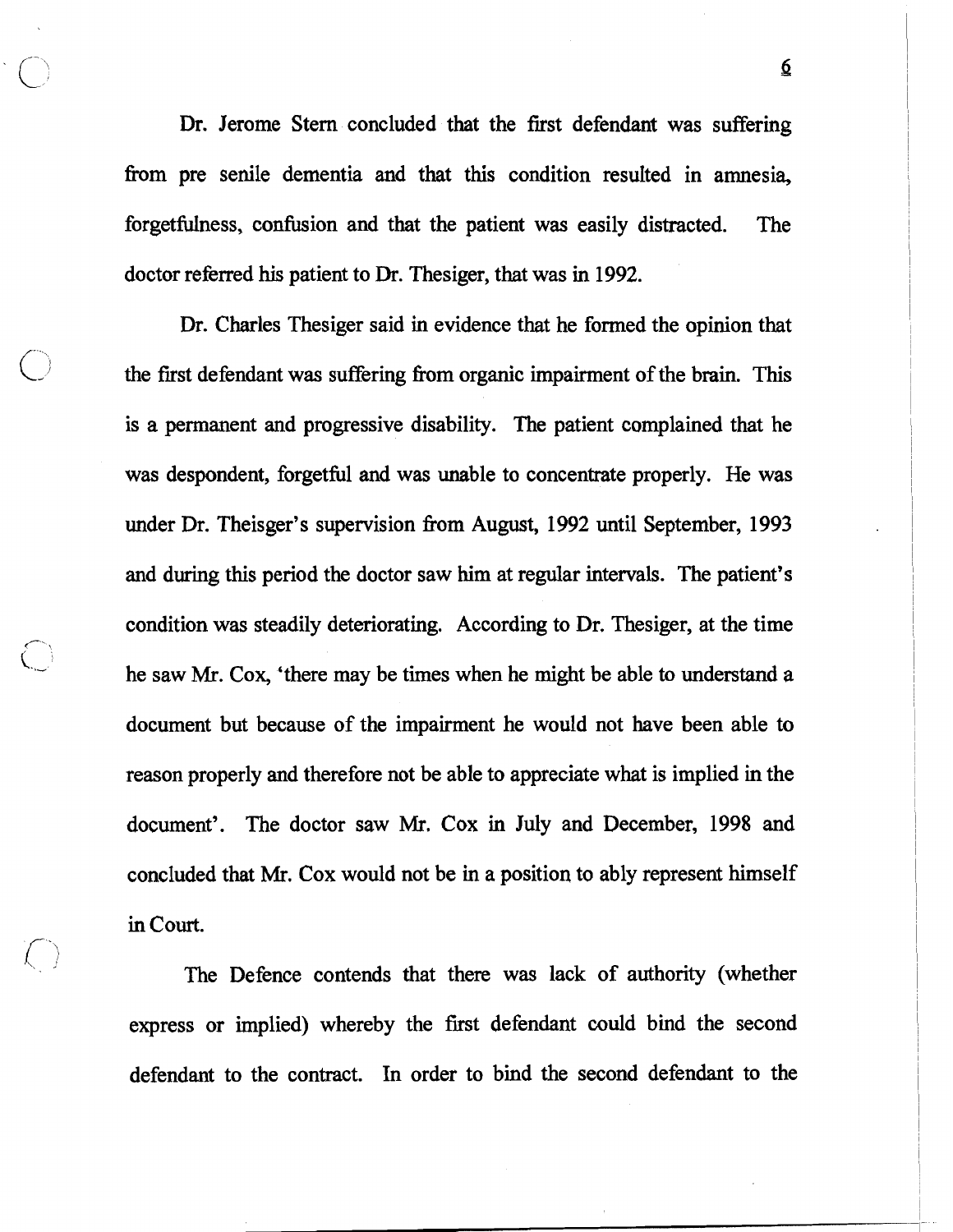Dr. Jerome Stern concluded that the first defendant was suffering from pre senile dementia and that this condition resulted in amnesia, forgetfulness, confusion and that the patient was easily distracted. The doctor referred his patient to Dr. Thesiger, that was in 1992.

Dr. Charles Thesiger said in evidence that he formed the opinion that the first defendant was suffering from organic impairment of the brain. This is a permanent and progressive disability. The patient complained that he was despondent, forgetful and was unable to concentrate properly. He was under Dr. Theisger's supervision from August, 1992 until September, 1993 and during this period the doctor saw him at regular intervals. The patient's condition was steadily deteriorating. According to Dr. Thesiger, at the time he saw Mr. Cox, 'there may be times when he might be able to understand a document but because of the impairment he would not have been able to reason properly and therefore not be able to appreciate what is implied in the document'. The doctor saw Mr. Cox in July and December, 1998 and concluded that Mr. Cox would not be in a position to ably represent himself in Court.

The Defence contends that there was lack of authority (whether express or implied) whereby the first defendant could bind the second defendant to the contract. In order to bind the second defendant to the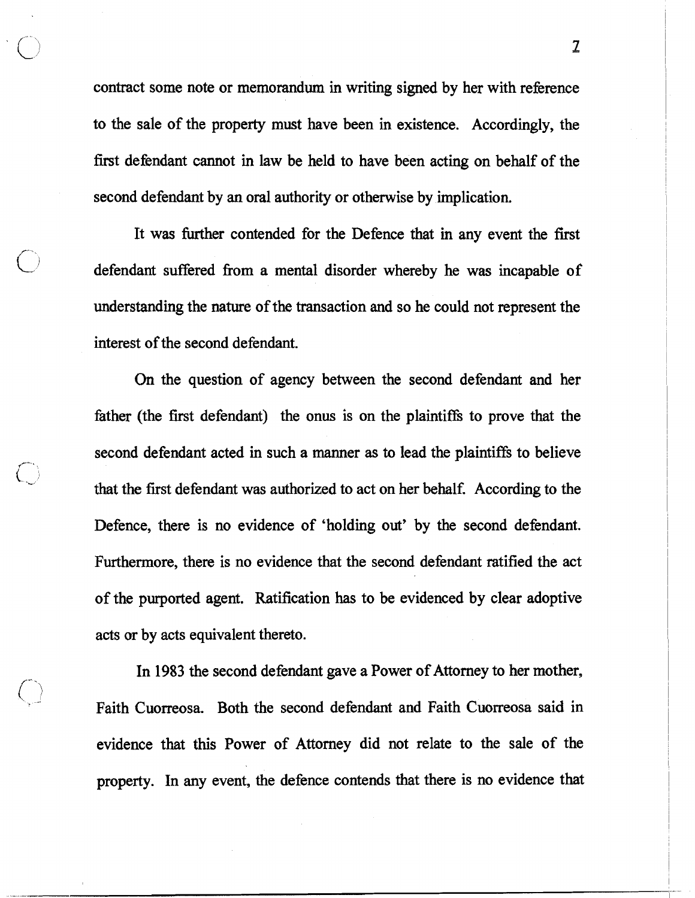contract some note or memorandum in writing signed by her with reference to the sale of the property must have been in existence. Accordingly, the first defendant cannot in law be held to have been acting on behalf of the second defendant by an oral authority or otherwise by implication.

It was further contended for the Defence that in any event the first defendant suffered from a mental disorder whereby he was incapable of understanding the nature of the transaction and so he could not represent the interest of the second defendant.

On the question of agency between the second defendant and her father (the first defendant) the onus is on the plaintiffs to prove that the second defendant acted in such a manner as to lead the plaintiffs to believe that the first defendant was authorized to act on her behalf. According to the Defence, there is no evidence of 'holding out' by the second defendant. Furthermore, there is no evidence that the second defendant ratified the act of the purported agent. Ratification has to be evidenced by clear adoptive acts or by acts equivalent thereto.

In 1983 the second defendant gave a Power of Attorney to her mother, Faith Cuorreosa. Both the second defendant and Faith Cuorreosa said in evidence that this Power of Attorney did not relate to the sale of the property. In any event, the defence contends that there is no evidence that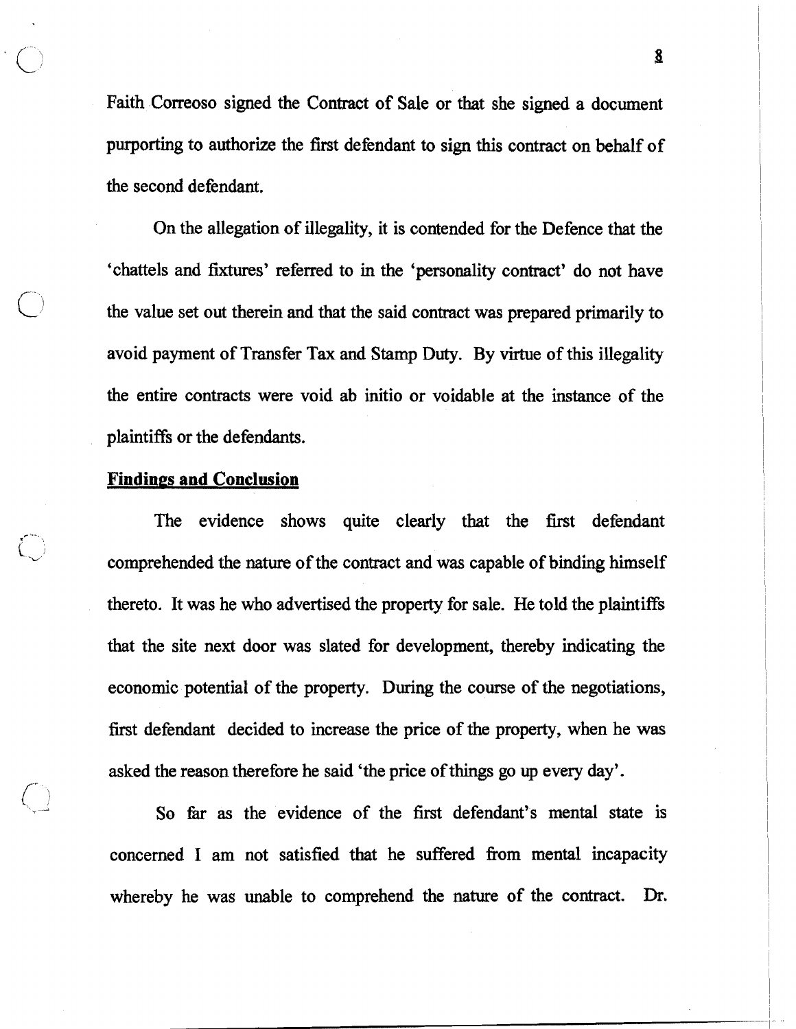Faith Correoso signed the Contract of Sale or that she signed a document purporting to authorize the first defendant to sign this contract on behalf of the second defendant.

On the allegation of illegality, it is contended for the Defence that the 'chattels and fixtures' referred to in the 'personality contract' do not have the value set out therein and that the said contract was prepared primarily to avoid payment of Transfer Tax and Stamp Duty. By virtue of this illegality the entire contracts were void ab initio or voidable at the instance of the plaintiffs or the defendants.

**Findings and Conclusion**

The evidence shows quite clearly that the first defendant comprehended the nature of the contract and was capable of binding himself thereto. It was he who advertised the property for sale. He told the plaintiffs that the site next door was slated for development, thereby indicating the economic potential of the property. During the course of the negotiations, first defendant decided to increase the price of the property, when he was asked the reason therefore he said 'the price of things go up every day'.

So far as the evidence of the first defendant's mental state is concerned I am not satisfied that he suffered from mental incapacity whereby he was unable to comprehend the nature of the contract. Dr.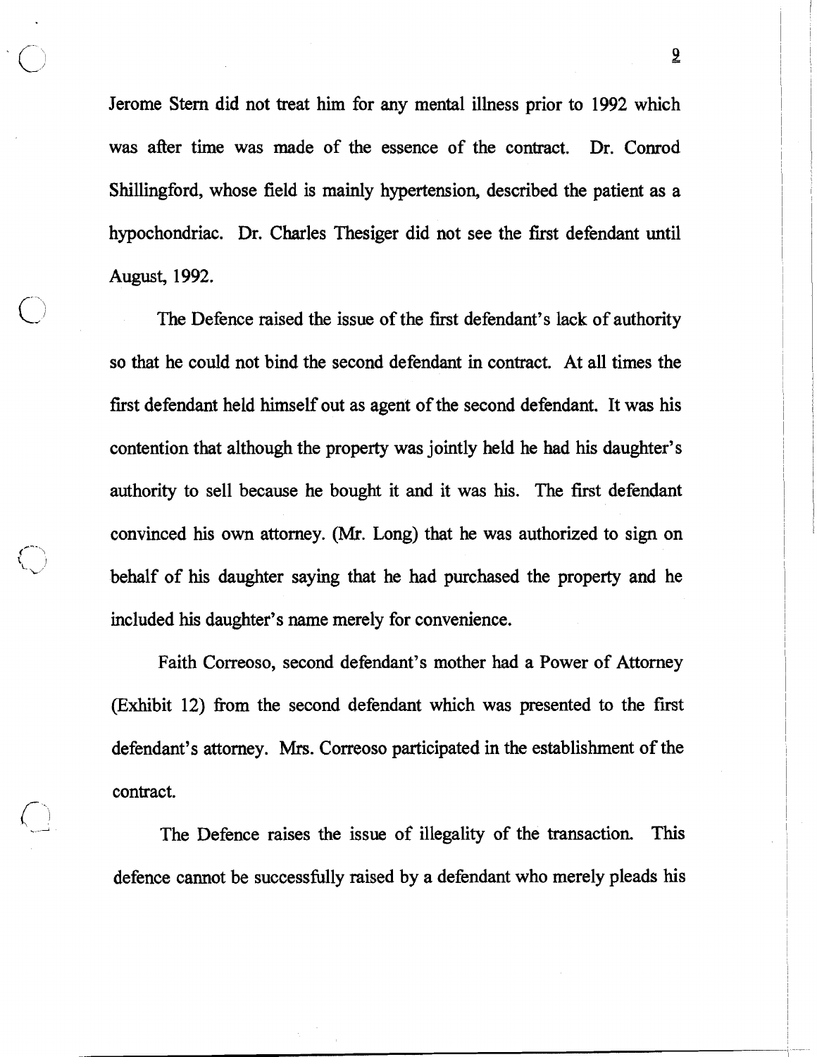Jerome Stern did not treat him for any mental illness prior to 1992 which was after time was made of the essence of the contract. Dr. Conrod Shillingford, whose field is mainly hypertension, described the patient as a hypochondriac. Dr. Charles Thesiger did not see the first defendant until August, 1992.

The Defence raised the issue of the first defendant's lack of authority so that he could not bind the second defendant in contract. At all times the first defendant held himself out as agent of the second defendant. It was his contention that although the property was jointly held he had his daughter's authority to sell because he bought it and it was his. The first defendant convinced his own attorney. (Mr. Long) that he was authorized to sign on behalf of his daughter saying that he had purchased the property and he included his daughter's name merely for convenience.

Faith Correoso, second defendant's mother had a Power of Attorney (Exhibit 12) from the second defendant which was presented to the first defendant's attorney. Mrs. Correoso participated in the establishment of the contract.

The Defence raises the issue of illegality of the transaction. This defence cannot be successfully raised by a defendant who merely pleads his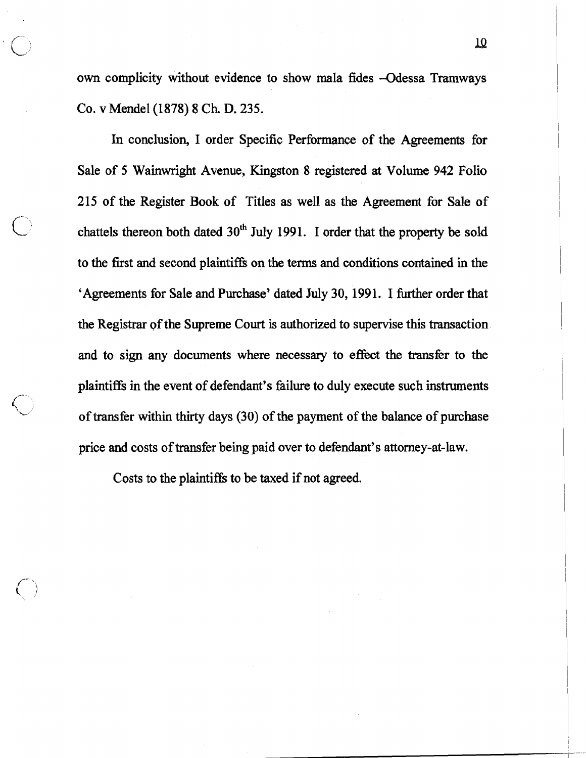own complicity without evidence to show mala fides –Odessa Tramways Co. v Mendel (1878) 8 Ch. D. 235.

In conclusion, I order Specific Performance of the Agreements for Sale of 5 Wainwright Avenue, Kingston 8 registered at Volume 942 Folio 215 of the Register Book of Titles as well as the Agreement for Sale of chattels thereon both dated 30th July 1991. I order that the property be sold to the first and second plaintiffs on the terms and conditions contained in the 'Agreements for Sale and Purchase' dated July 30, 1991. I further order that the Registrar of the Supreme Court is authorized to supervise this transaction and to sign any documents where necessary to effect the transfer to the plaintiffs in the event of defendant's failure to duly execute such instruments of transfer within thirty days (30) of the payment of the balance of purchase price and costs of transfer being paid over to defendant's attorney-at-law.

Costs to the plaintiffs to be taxed if not agreed.